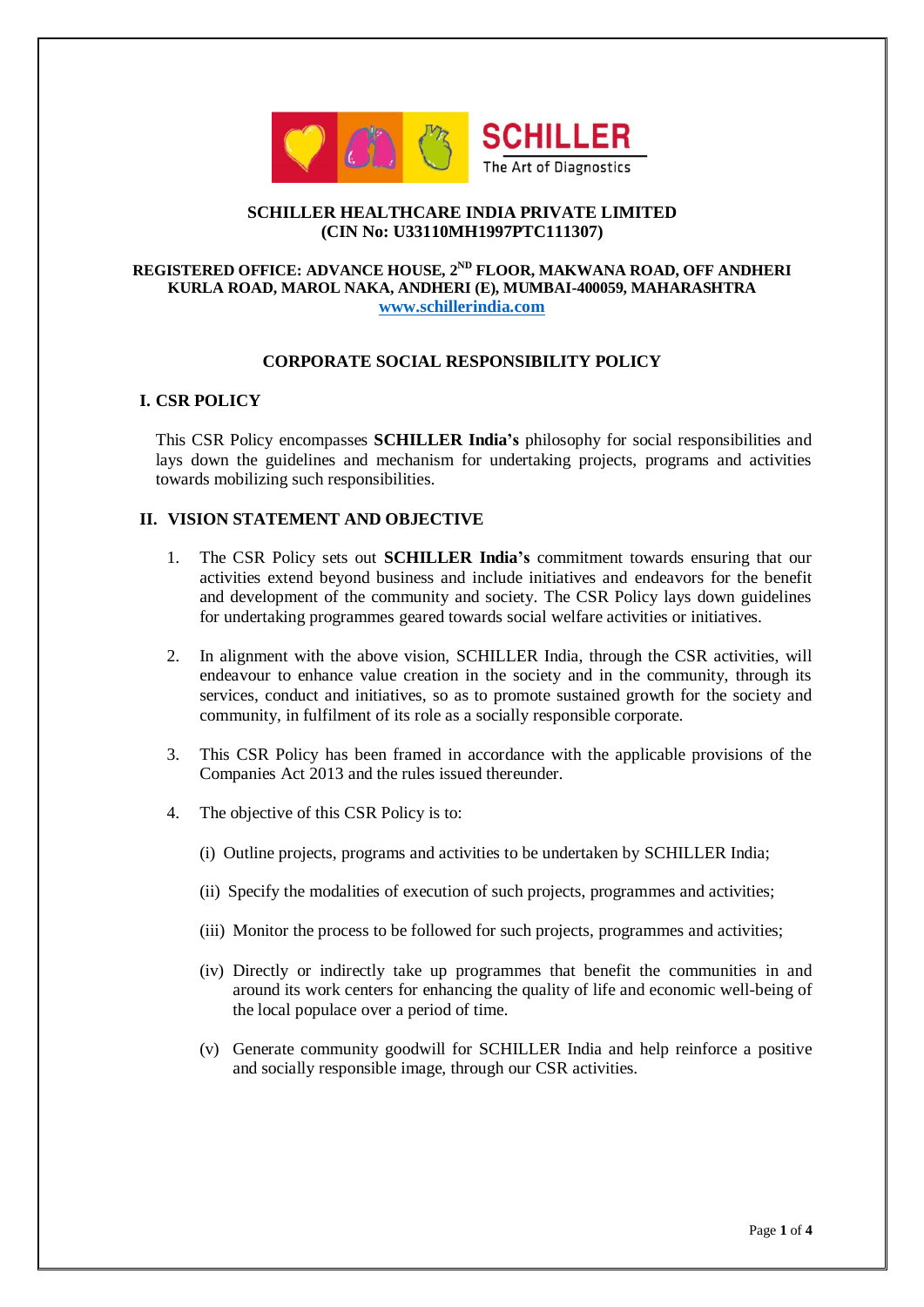**SCHILLER HEALTHCARE INDIA PRIVATE LIMITED**
**(CIN No: U33110MH1997PTC111307)**

**REGISTERED OFFICE: ADVANCE HOUSE, 2[ND] FLOOR, MAKWANA ROAD, OFF ANDHERI KURLA ROAD, MAROL NAKA, ANDHERI (E), MUMBAI-400059, MAHARASHTRA**
**www.schillerindia.com**

# CORPORATE SOCIAL RESPONSIBILITY POLICY

## I. CSR POLICY

This CSR Policy encompasses **SCHILLER India's** philosophy for social responsibilities and lays down the guidelines and mechanism for undertaking projects, programs and activities towards mobilizing such responsibilities.

## II. VISION STATEMENT AND OBJECTIVE

1. The CSR Policy sets out **SCHILLER India's** commitment towards ensuring that our activities extend beyond business and include initiatives and endeavors for the benefit and development of the community and society. The CSR Policy lays down guidelines for undertaking programmes geared towards social welfare activities or initiatives.

2. In alignment with the above vision, SCHILLER India, through the CSR activities, will endeavour to enhance value creation in the society and in the community, through its services, conduct and initiatives, so as to promote sustained growth for the society and community, in fulfilment of its role as a socially responsible corporate.

3. This CSR Policy has been framed in accordance with the applicable provisions of the Companies Act 2013 and the rules issued thereunder.

4. The objective of this CSR Policy is to:

   (i) Outline projects, programs and activities to be undertaken by SCHILLER India;

   (ii) Specify the modalities of execution of such projects, programmes and activities;

   (iii) Monitor the process to be followed for such projects, programmes and activities;

   (iv) Directly or indirectly take up programmes that benefit the communities in and around its work centers for enhancing the quality of life and economic well-being of the local populace over a period of time.

   (v) Generate community goodwill for SCHILLER India and help reinforce a positive and socially responsible image, through our CSR activities.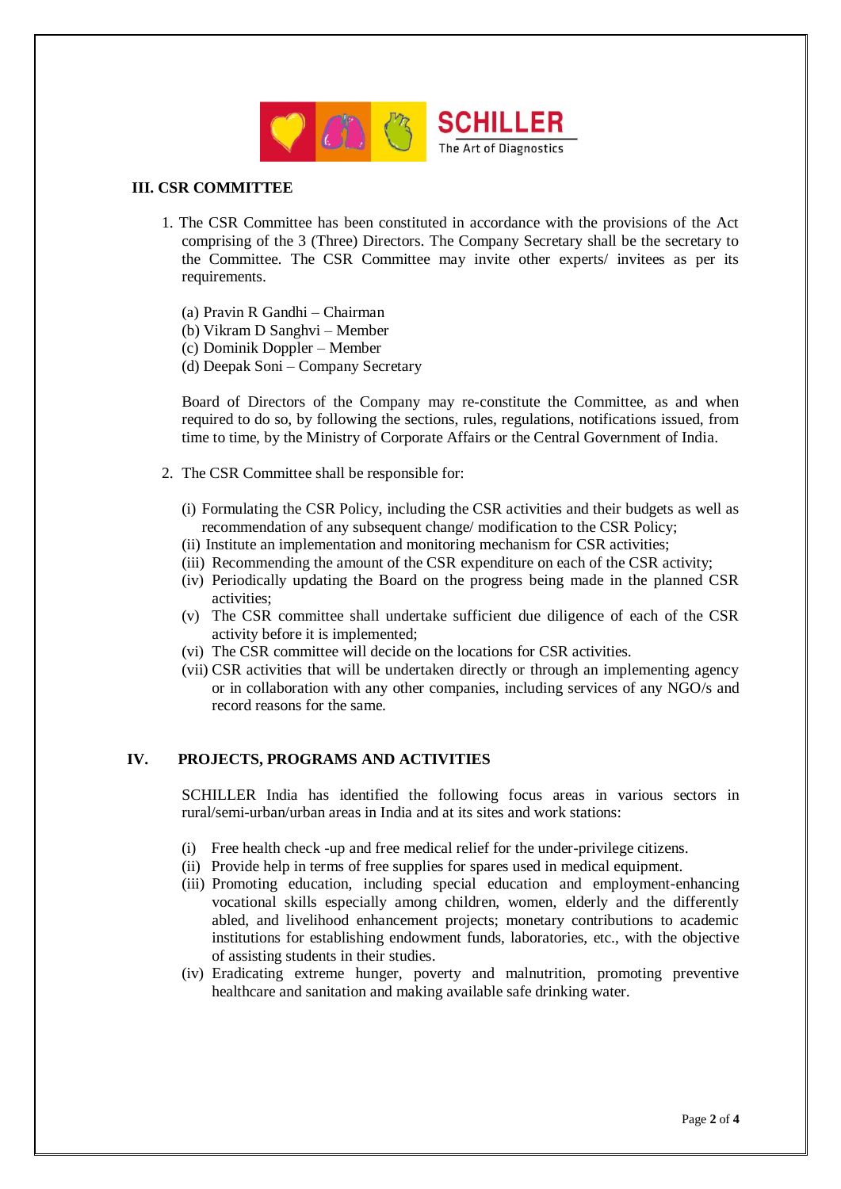## III. CSR COMMITTEE

1. The CSR Committee has been constituted in accordance with the provisions of the Act comprising of the 3 (Three) Directors. The Company Secretary shall be the secretary to the Committee. The CSR Committee may invite other experts/ invitees as per its requirements.

   (a) Pravin R Gandhi – Chairman
   (b) Vikram D Sanghvi – Member
   (c) Dominik Doppler – Member
   (d) Deepak Soni – Company Secretary

   Board of Directors of the Company may re-constitute the Committee, as and when required to do so, by following the sections, rules, regulations, notifications issued, from time to time, by the Ministry of Corporate Affairs or the Central Government of India.

2. The CSR Committee shall be responsible for:

   (i) Formulating the CSR Policy, including the CSR activities and their budgets as well as recommendation of any subsequent change/ modification to the CSR Policy;
   (ii) Institute an implementation and monitoring mechanism for CSR activities;
   (iii) Recommending the amount of the CSR expenditure on each of the CSR activity;
   (iv) Periodically updating the Board on the progress being made in the planned CSR activities;
   (v) The CSR committee shall undertake sufficient due diligence of each of the CSR activity before it is implemented;
   (vi) The CSR committee will decide on the locations for CSR activities.
   (vii) CSR activities that will be undertaken directly or through an implementing agency or in collaboration with any other companies, including services of any NGO/s and record reasons for the same.

## IV. PROJECTS, PROGRAMS AND ACTIVITIES

SCHILLER India has identified the following focus areas in various sectors in rural/semi-urban/urban areas in India and at its sites and work stations:

(i) Free health check -up and free medical relief for the under-privilege citizens.
(ii) Provide help in terms of free supplies for spares used in medical equipment.
(iii) Promoting education, including special education and employment-enhancing vocational skills especially among children, women, elderly and the differently abled, and livelihood enhancement projects; monetary contributions to academic institutions for establishing endowment funds, laboratories, etc., with the objective of assisting students in their studies.
(iv) Eradicating extreme hunger, poverty and malnutrition, promoting preventive healthcare and sanitation and making available safe drinking water.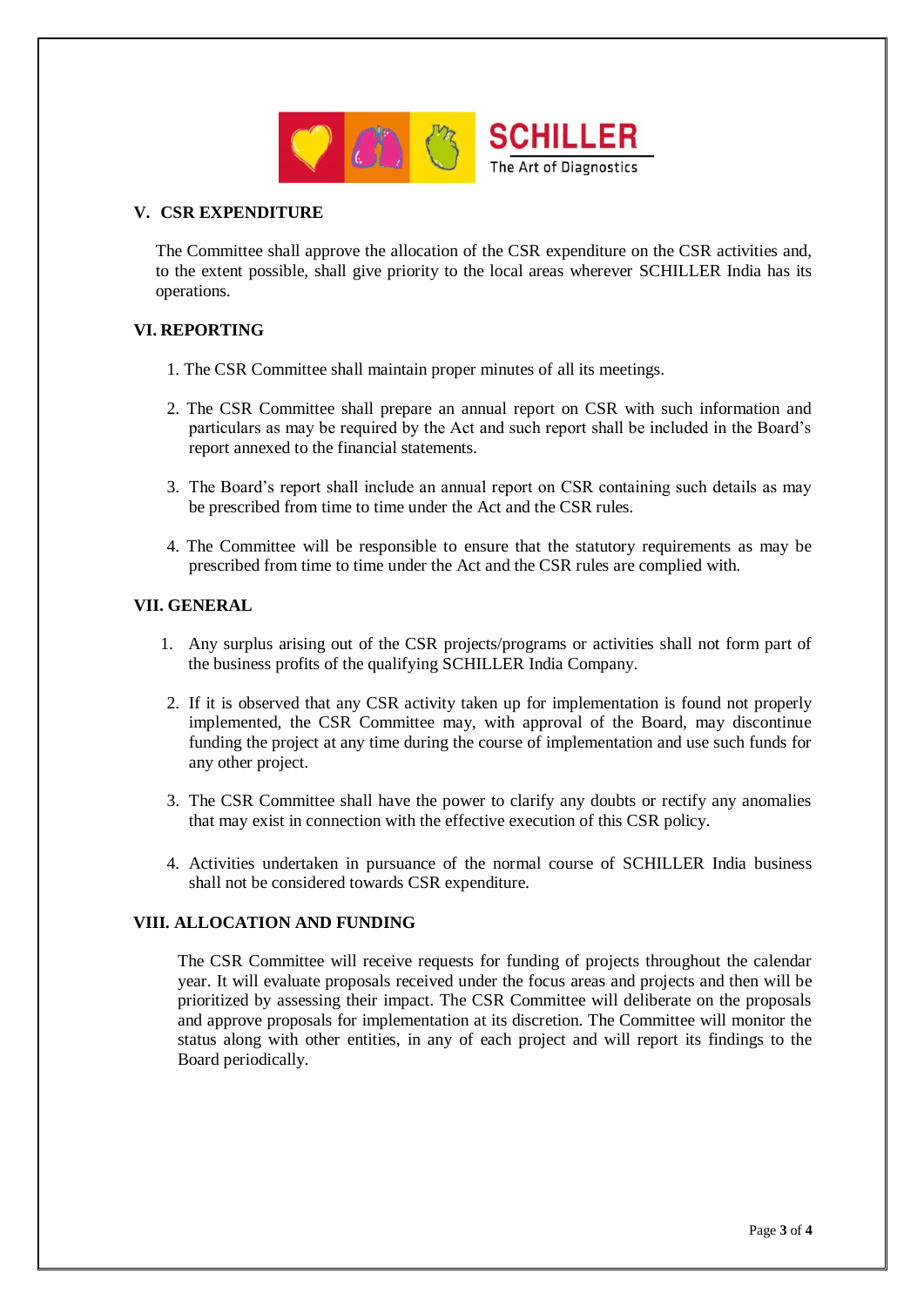## V. CSR EXPENDITURE

The Committee shall approve the allocation of the CSR expenditure on the CSR activities and, to the extent possible, shall give priority to the local areas wherever SCHILLER India has its operations.

## VI. REPORTING

1. The CSR Committee shall maintain proper minutes of all its meetings.
2. The CSR Committee shall prepare an annual report on CSR with such information and particulars as may be required by the Act and such report shall be included in the Board's report annexed to the financial statements.
3. The Board's report shall include an annual report on CSR containing such details as may be prescribed from time to time under the Act and the CSR rules.
4. The Committee will be responsible to ensure that the statutory requirements as may be prescribed from time to time under the Act and the CSR rules are complied with.

## VII. GENERAL

1. Any surplus arising out of the CSR projects/programs or activities shall not form part of the business profits of the qualifying SCHILLER India Company.
2. If it is observed that any CSR activity taken up for implementation is found not properly implemented, the CSR Committee may, with approval of the Board, may discontinue funding the project at any time during the course of implementation and use such funds for any other project.
3. The CSR Committee shall have the power to clarify any doubts or rectify any anomalies that may exist in connection with the effective execution of this CSR policy.
4. Activities undertaken in pursuance of the normal course of SCHILLER India business shall not be considered towards CSR expenditure.

## VIII. ALLOCATION AND FUNDING

The CSR Committee will receive requests for funding of projects throughout the calendar year. It will evaluate proposals received under the focus areas and projects and then will be prioritized by assessing their impact. The CSR Committee will deliberate on the proposals and approve proposals for implementation at its discretion. The Committee will monitor the status along with other entities, in any of each project and will report its findings to the Board periodically.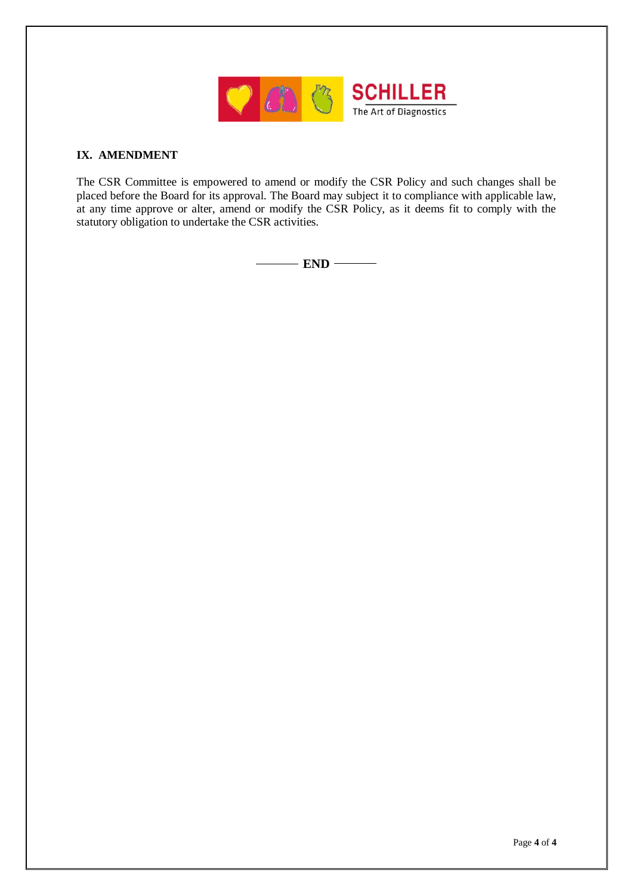## IX. AMENDMENT

The CSR Committee is empowered to amend or modify the CSR Policy and such changes shall be placed before the Board for its approval. The Board may subject it to compliance with applicable law, at any time approve or alter, amend or modify the CSR Policy, as it deems fit to comply with the statutory obligation to undertake the CSR activities.

**END**